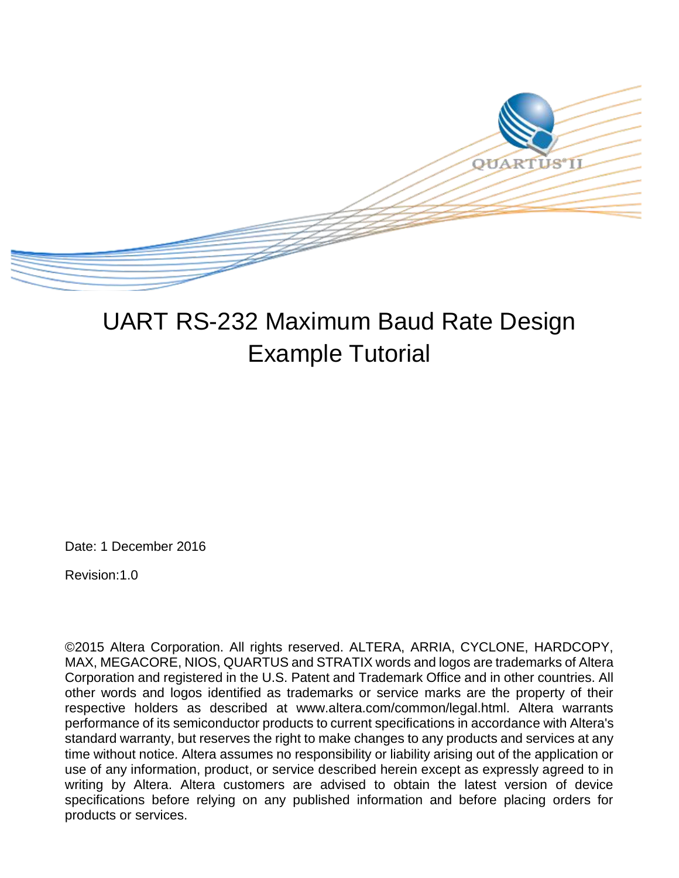# UART RS-232 Maximum Baud Rate Design Example Tutorial

Date: 1 December 2016

Revision:1.0

©2015 Altera Corporation. All rights reserved. ALTERA, ARRIA, CYCLONE, HARDCOPY, MAX, MEGACORE, NIOS, QUARTUS and STRATIX words and logos are trademarks of Altera Corporation and registered in the U.S. Patent and Trademark Office and in other countries. All other words and logos identified as trademarks or service marks are the property of their respective holders as described at www.altera.com/common/legal.html. Altera warrants performance of its semiconductor products to current specifications in accordance with Altera's standard warranty, but reserves the right to make changes to any products and services at any time without notice. Altera assumes no responsibility or liability arising out of the application or use of any information, product, or service described herein except as expressly agreed to in writing by Altera. Altera customers are advised to obtain the latest version of device specifications before relying on any published information and before placing orders for products or services.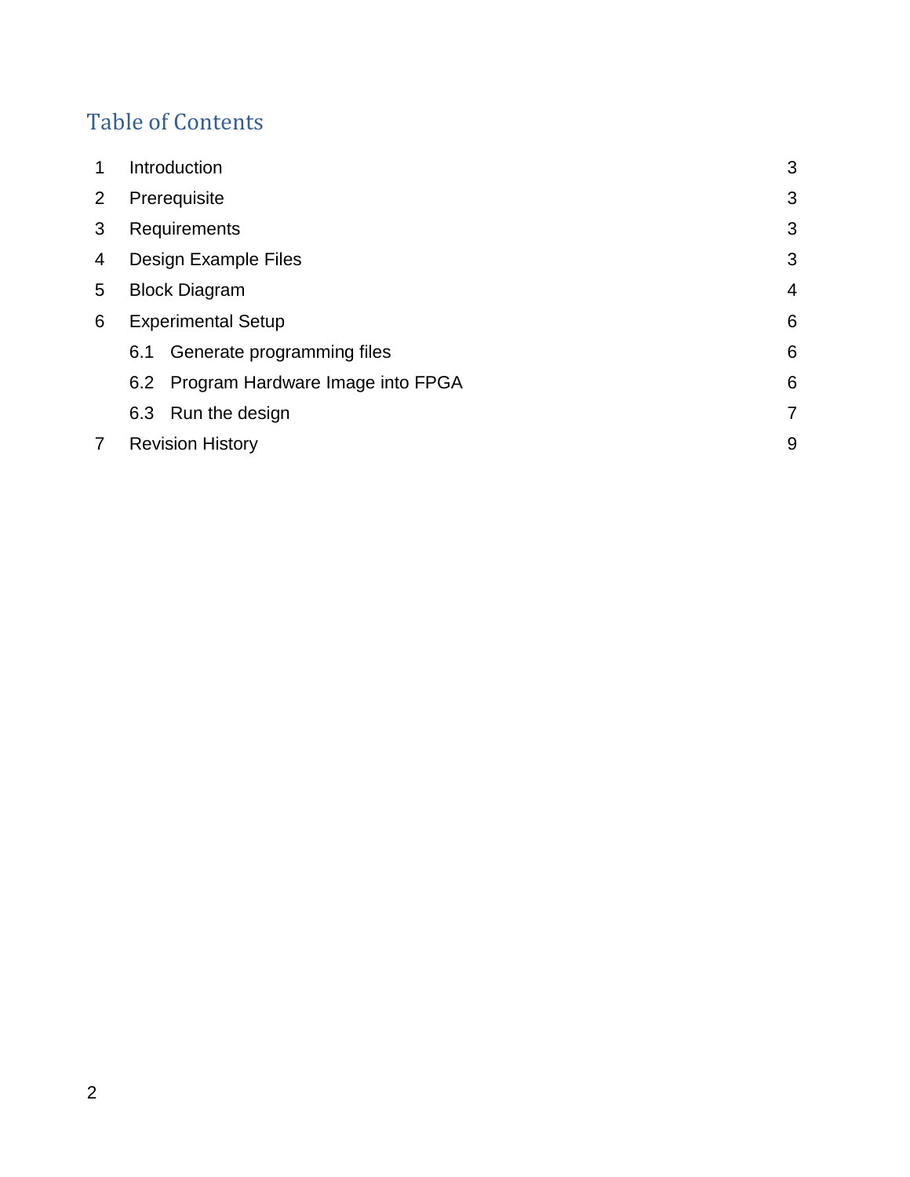# Table of Contents

| | | |
|---|---|---|
| 1 | Introduction | 3 |
| 2 | Prerequisite | 3 |
| 3 | Requirements | 3 |
| 4 | Design Example Files | 3 |
| 5 | Block Diagram | 4 |
| 6 | Experimental Setup | 6 |
| 6.1 | Generate programming files | 6 |
| 6.2 | Program Hardware Image into FPGA | 6 |
| 6.3 | Run the design | 7 |
| 7 | Revision History | 9 |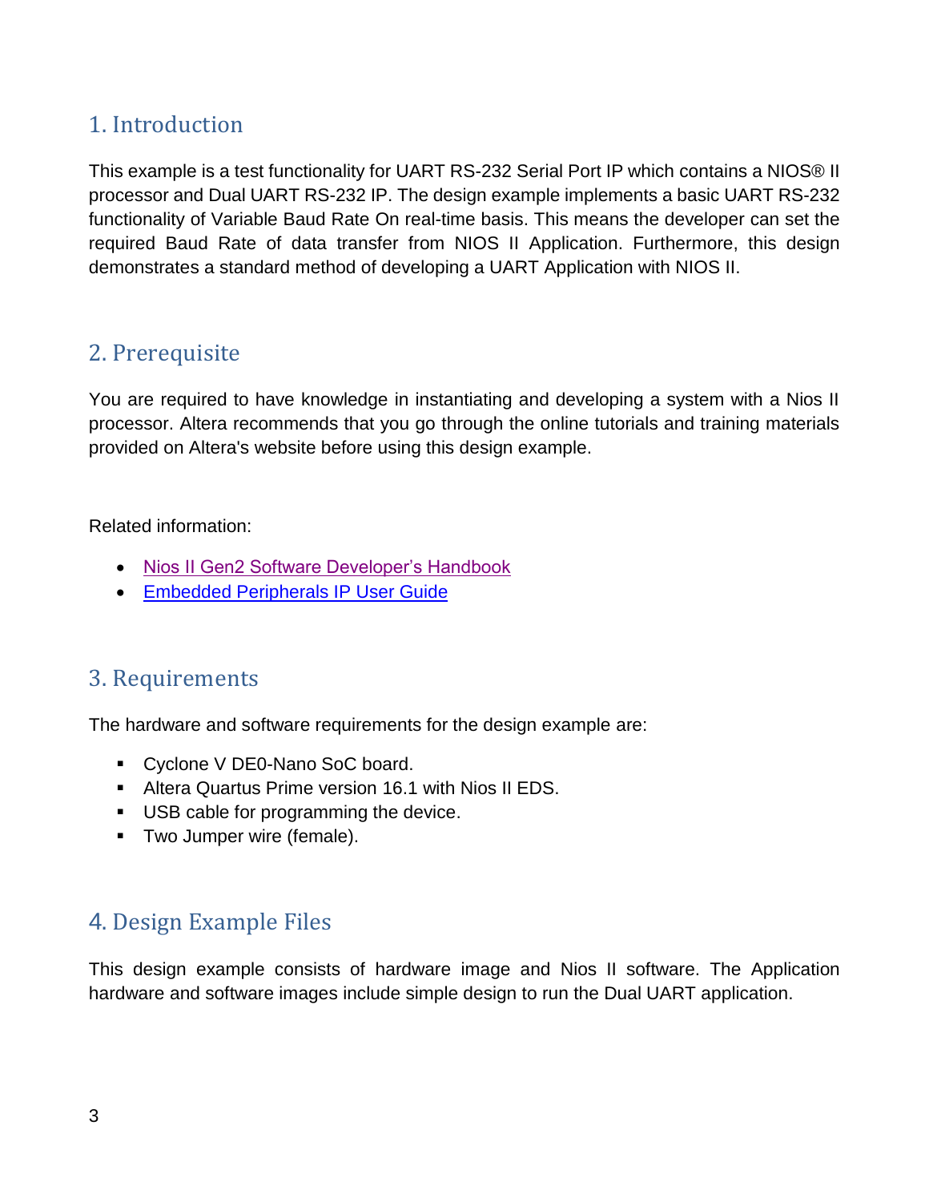## 1. Introduction

This example is a test functionality for UART RS-232 Serial Port IP which contains a NIOS® II processor and Dual UART RS-232 IP. The design example implements a basic UART RS-232 functionality of Variable Baud Rate On real-time basis. This means the developer can set the required Baud Rate of data transfer from NIOS II Application. Furthermore, this design demonstrates a standard method of developing a UART Application with NIOS II.

## 2. Prerequisite

You are required to have knowledge in instantiating and developing a system with a Nios II processor. Altera recommends that you go through the online tutorials and training materials provided on Altera's website before using this design example.

Related information:

- Nios II Gen2 Software Developer's Handbook
- Embedded Peripherals IP User Guide

## 3. Requirements

The hardware and software requirements for the design example are:

- Cyclone V DE0-Nano SoC board.
- Altera Quartus Prime version 16.1 with Nios II EDS.
- USB cable for programming the device.
- Two Jumper wire (female).

## 4. Design Example Files

This design example consists of hardware image and Nios II software. The Application hardware and software images include simple design to run the Dual UART application.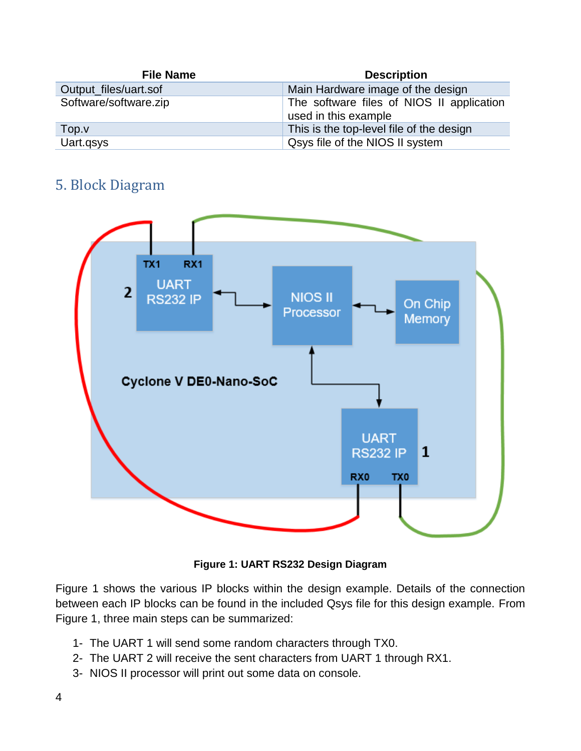| File Name | Description |
|---|---|
| Output_files/uart.sof | Main Hardware image of the design |
| Software/software.zip | The software files of NIOS II application used in this example |
| Top.v | This is the top-level file of the design |
| Uart.qsys | Qsys file of the NIOS II system |

## 5. Block Diagram

**Figure 1: UART RS232 Design Diagram**

Figure 1 shows the various IP blocks within the design example. Details of the connection between each IP blocks can be found in the included Qsys file for this design example. From Figure 1, three main steps can be summarized:

1- The UART 1 will send some random characters through TX0.
2- The UART 2 will receive the sent characters from UART 1 through RX1.
3- NIOS II processor will print out some data on console.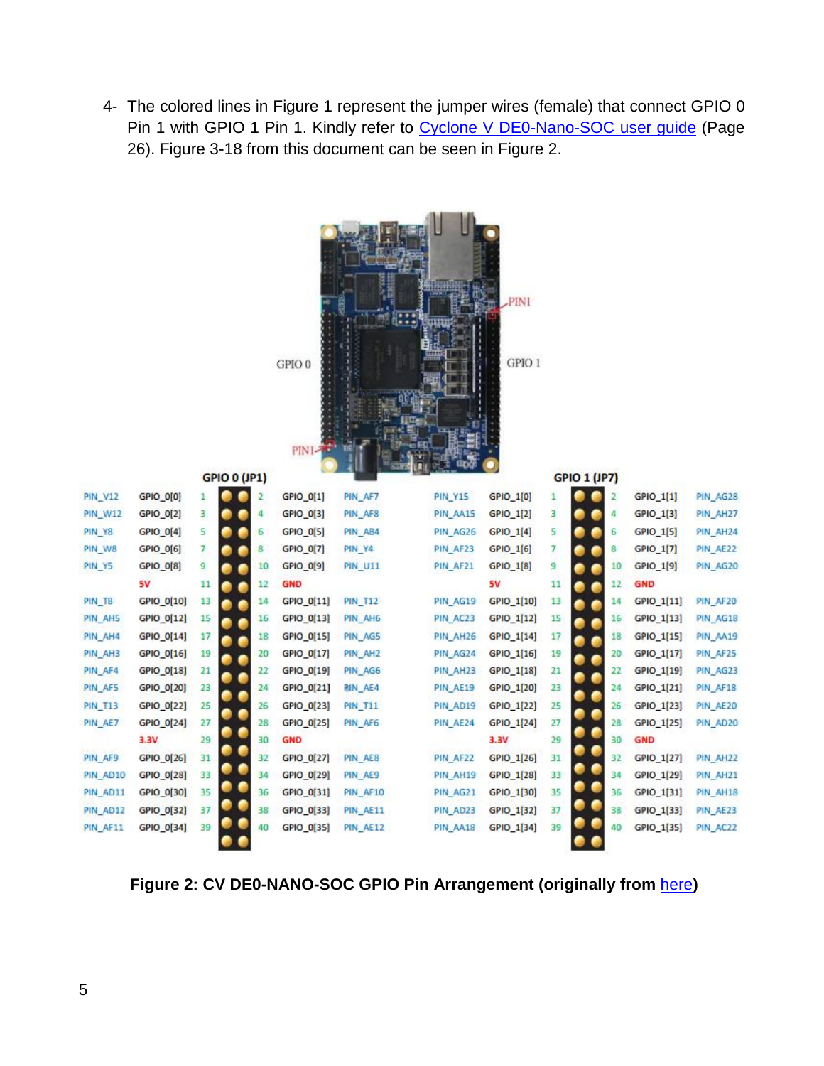4- The colored lines in Figure 1 represent the jumper wires (female) that connect GPIO 0 Pin 1 with GPIO 1 Pin 1. Kindly refer to [Cyclone V DE0-Nano-SOC user guide](#) (Page 26). Figure 3-18 from this document can be seen in Figure 2.

GPIO 0 (JP1)

| FPGA Pin | Signal | Pin | Pin | Signal | FPGA Pin |
|---|---|---|---|---|---|
| PIN_V12 | GPIO_0[0] | 1 | 2 | GPIO_0[1] | PIN_AF7 |
| PIN_W12 | GPIO_0[2] | 3 | 4 | GPIO_0[3] | PIN_AF8 |
| PIN_Y8 | GPIO_0[4] | 5 | 6 | GPIO_0[5] | PIN_AB4 |
| PIN_W8 | GPIO_0[6] | 7 | 8 | GPIO_0[7] | PIN_Y4 |
| PIN_Y5 | GPIO_0[8] | 9 | 10 | GPIO_0[9] | PIN_U11 |
| | 5V | 11 | 12 | GND | |
| PIN_T8 | GPIO_0[10] | 13 | 14 | GPIO_0[11] | PIN_T12 |
| PIN_AH5 | GPIO_0[12] | 15 | 16 | GPIO_0[13] | PIN_AH6 |
| PIN_AH4 | GPIO_0[14] | 17 | 18 | GPIO_0[15] | PIN_AG5 |
| PIN_AH3 | GPIO_0[16] | 19 | 20 | GPIO_0[17] | PIN_AH2 |
| PIN_AF4 | GPIO_0[18] | 21 | 22 | GPIO_0[19] | PIN_AG6 |
| PIN_AF5 | GPIO_0[20] | 23 | 24 | GPIO_0[21] | PIN_AE4 |
| PIN_T13 | GPIO_0[22] | 25 | 26 | GPIO_0[23] | PIN_T11 |
| PIN_AE7 | GPIO_0[24] | 27 | 28 | GPIO_0[25] | PIN_AF6 |
| | 3.3V | 29 | 30 | GND | |
| PIN_AF9 | GPIO_0[26] | 31 | 32 | GPIO_0[27] | PIN_AE8 |
| PIN_AD10 | GPIO_0[28] | 33 | 34 | GPIO_0[29] | PIN_AE9 |
| PIN_AD11 | GPIO_0[30] | 35 | 36 | GPIO_0[31] | PIN_AF10 |
| PIN_AD12 | GPIO_0[32] | 37 | 38 | GPIO_0[33] | PIN_AE11 |
| PIN_AF11 | GPIO_0[34] | 39 | 40 | GPIO_0[35] | PIN_AE12 |

GPIO 1 (JP7)

| FPGA Pin | Signal | Pin | Pin | Signal | FPGA Pin |
|---|---|---|---|---|---|
| PIN_Y15 | GPIO_1[0] | 1 | 2 | GPIO_1[1] | PIN_AG28 |
| PIN_AA15 | GPIO_1[2] | 3 | 4 | GPIO_1[3] | PIN_AH27 |
| PIN_AG26 | GPIO_1[4] | 5 | 6 | GPIO_1[5] | PIN_AH24 |
| PIN_AF23 | GPIO_1[6] | 7 | 8 | GPIO_1[7] | PIN_AE22 |
| PIN_AF21 | GPIO_1[8] | 9 | 10 | GPIO_1[9] | PIN_AG20 |
| | 5V | 11 | 12 | GND | |
| PIN_AG19 | GPIO_1[10] | 13 | 14 | GPIO_1[11] | PIN_AF20 |
| PIN_AC23 | GPIO_1[12] | 15 | 16 | GPIO_1[13] | PIN_AG18 |
| PIN_AH26 | GPIO_1[14] | 17 | 18 | GPIO_1[15] | PIN_AA19 |
| PIN_AG24 | GPIO_1[16] | 19 | 20 | GPIO_1[17] | PIN_AF25 |
| PIN_AH23 | GPIO_1[18] | 21 | 22 | GPIO_1[19] | PIN_AG23 |
| PIN_AE19 | GPIO_1[20] | 23 | 24 | GPIO_1[21] | PIN_AF18 |
| PIN_AD19 | GPIO_1[22] | 25 | 26 | GPIO_1[23] | PIN_AE20 |
| PIN_AE24 | GPIO_1[24] | 27 | 28 | GPIO_1[25] | PIN_AD20 |
| | 3.3V | 29 | 30 | GND | |
| PIN_AF22 | GPIO_1[26] | 31 | 32 | GPIO_1[27] | PIN_AH22 |
| PIN_AH19 | GPIO_1[28] | 33 | 34 | GPIO_1[29] | PIN_AH21 |
| PIN_AG21 | GPIO_1[30] | 35 | 36 | GPIO_1[31] | PIN_AH18 |
| PIN_AD23 | GPIO_1[32] | 37 | 38 | GPIO_1[33] | PIN_AE23 |
| PIN_AA18 | GPIO_1[34] | 39 | 40 | GPIO_1[35] | PIN_AC22 |

**Figure 2: CV DE0-NANO-SOC GPIO Pin Arrangement (originally from [here](#))**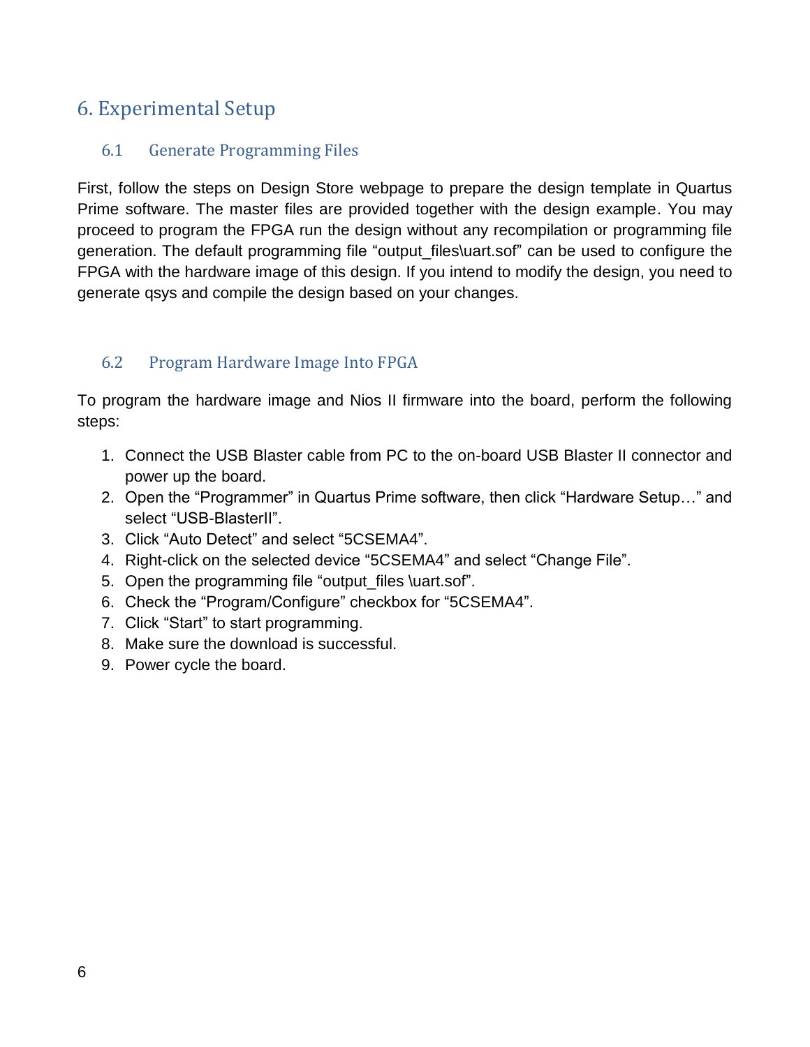# 6. Experimental Setup

## 6.1 Generate Programming Files

First, follow the steps on Design Store webpage to prepare the design template in Quartus Prime software. The master files are provided together with the design example. You may proceed to program the FPGA run the design without any recompilation or programming file generation. The default programming file "output_files\uart.sof" can be used to configure the FPGA with the hardware image of this design. If you intend to modify the design, you need to generate qsys and compile the design based on your changes.

## 6.2 Program Hardware Image Into FPGA

To program the hardware image and Nios II firmware into the board, perform the following steps:

1. Connect the USB Blaster cable from PC to the on-board USB Blaster II connector and power up the board.
2. Open the "Programmer" in Quartus Prime software, then click "Hardware Setup…" and select "USB-BlasterII".
3. Click "Auto Detect" and select "5CSEMA4".
4. Right-click on the selected device "5CSEMA4" and select "Change File".
5. Open the programming file "output_files \uart.sof".
6. Check the "Program/Configure" checkbox for "5CSEMA4".
7. Click "Start" to start programming.
8. Make sure the download is successful.
9. Power cycle the board.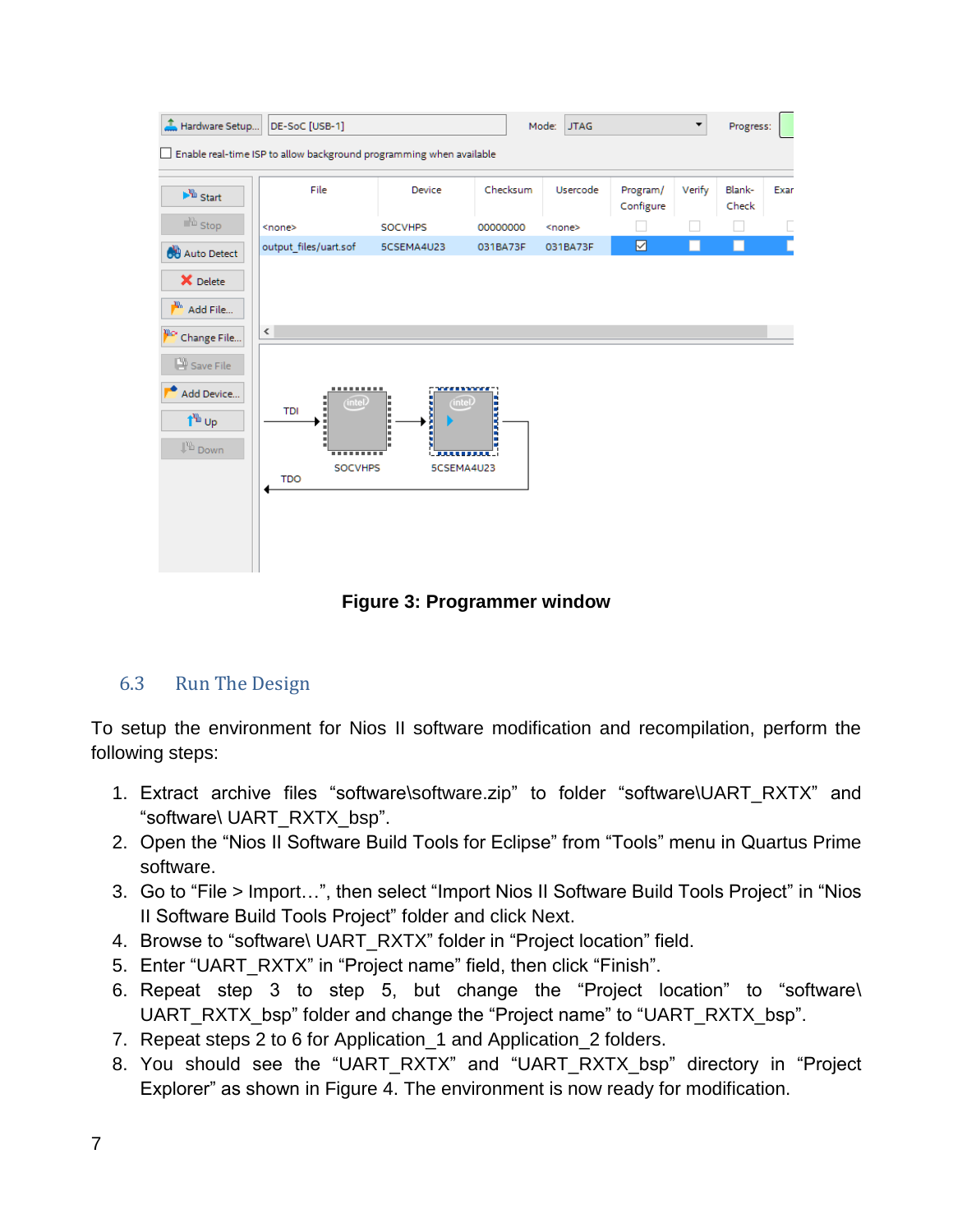Figure 3: Programmer window

## 6.3 Run The Design

To setup the environment for Nios II software modification and recompilation, perform the following steps:

1. Extract archive files "software\software.zip" to folder "software\UART_RXTX" and "software\ UART_RXTX_bsp".
2. Open the "Nios II Software Build Tools for Eclipse" from "Tools" menu in Quartus Prime software.
3. Go to "File > Import…", then select "Import Nios II Software Build Tools Project" in "Nios II Software Build Tools Project" folder and click Next.
4. Browse to "software\ UART_RXTX" folder in "Project location" field.
5. Enter "UART_RXTX" in "Project name" field, then click "Finish".
6. Repeat step 3 to step 5, but change the "Project location" to "software\ UART_RXTX_bsp" folder and change the "Project name" to "UART_RXTX_bsp".
7. Repeat steps 2 to 6 for Application_1 and Application_2 folders.
8. You should see the "UART_RXTX" and "UART_RXTX_bsp" directory in "Project Explorer" as shown in Figure 4. The environment is now ready for modification.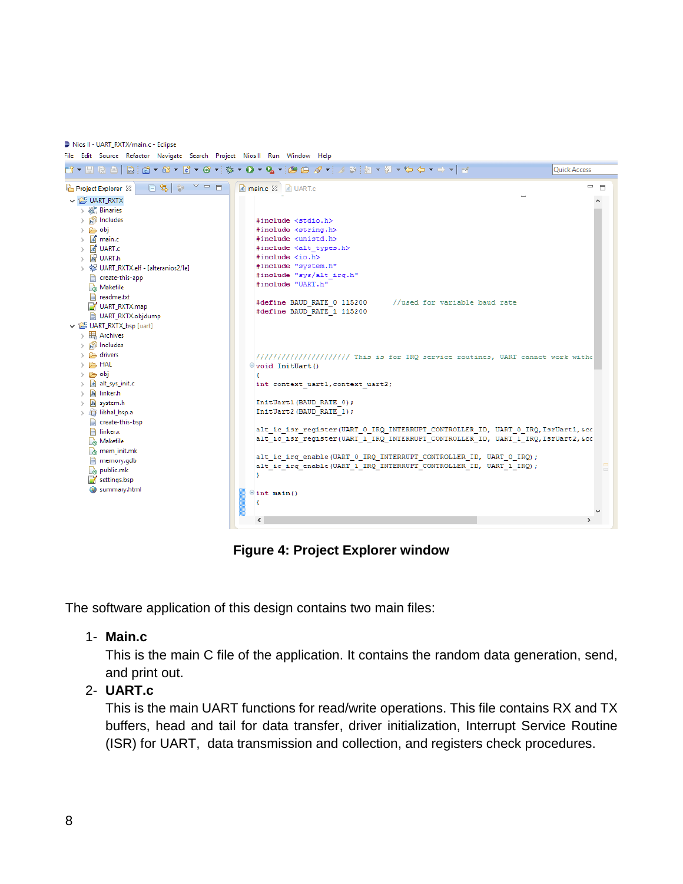Figure 4: Project Explorer window

The software application of this design contains two main files:

1- **Main.c**

This is the main C file of the application. It contains the random data generation, send, and print out.

2- **UART.c**

This is the main UART functions for read/write operations. This file contains RX and TX buffers, head and tail for data transfer, driver initialization, Interrupt Service Routine (ISR) for UART, data transmission and collection, and registers check procedures.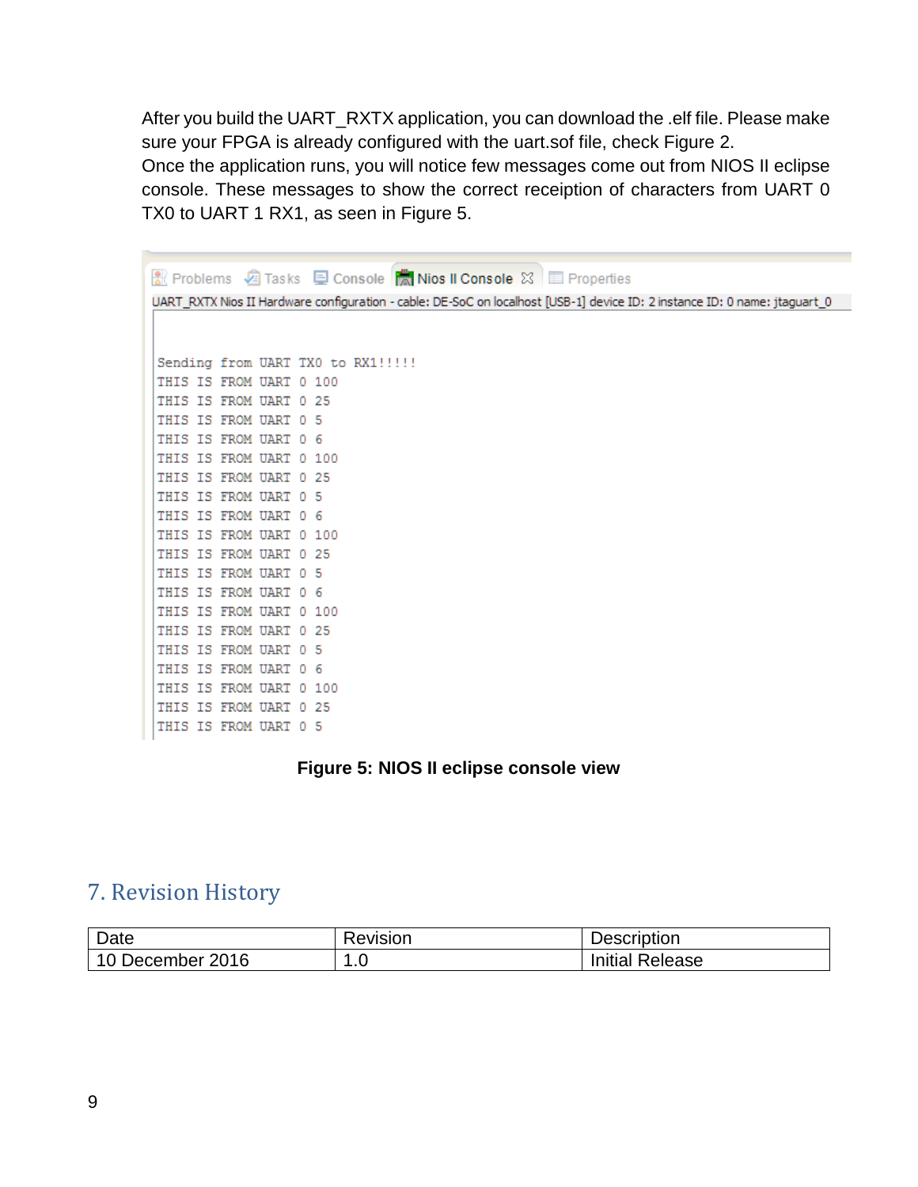After you build the UART_RXTX application, you can download the .elf file. Please make sure your FPGA is already configured with the uart.sof file, check Figure 2.
Once the application runs, you will notice few messages come out from NIOS II eclipse console. These messages to show the correct receiption of characters from UART 0 TX0 to UART 1 RX1, as seen in Figure 5.

```
Problems  Tasks  Console  Nios II Console  Properties
UART_RXTX Nios II Hardware configuration - cable: DE-SoC on localhost [USB-1] device ID: 2 instance ID: 0 name: jtaguart_0


Sending from UART TX0 to RX1!!!!!
THIS IS FROM UART 0 100
THIS IS FROM UART 0 25
THIS IS FROM UART 0 5
THIS IS FROM UART 0 6
THIS IS FROM UART 0 100
THIS IS FROM UART 0 25
THIS IS FROM UART 0 5
THIS IS FROM UART 0 6
THIS IS FROM UART 0 100
THIS IS FROM UART 0 25
THIS IS FROM UART 0 5
THIS IS FROM UART 0 6
THIS IS FROM UART 0 100
THIS IS FROM UART 0 25
THIS IS FROM UART 0 5
THIS IS FROM UART 0 6
THIS IS FROM UART 0 100
THIS IS FROM UART 0 25
THIS IS FROM UART 0 5
```

**Figure 5: NIOS II eclipse console view**

## 7. Revision History

| Date | Revision | Description |
|---|---|---|
| 10 December 2016 | 1.0 | Initial Release |